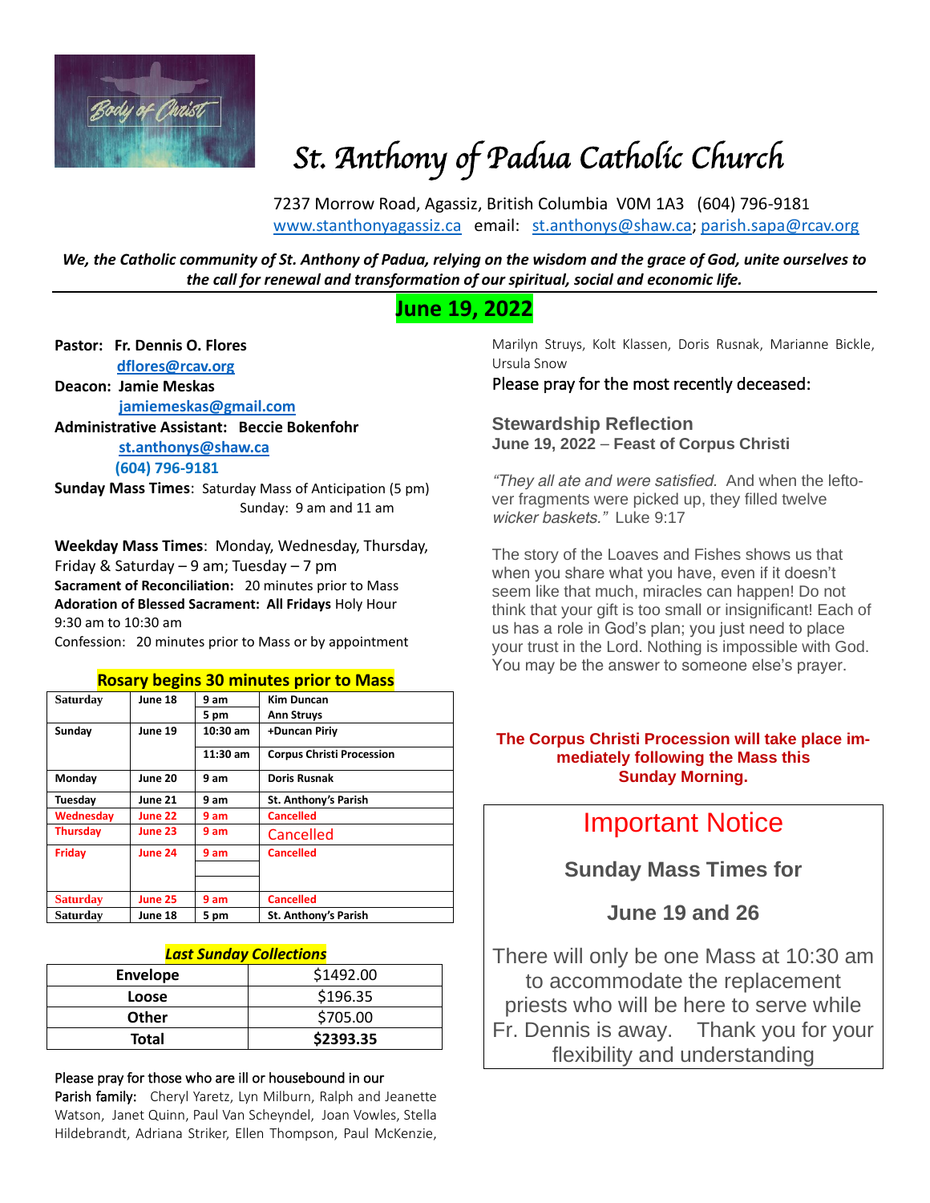# St. Anthony of Padua Catholic Church

7237 Morrow Road, Agassiz, British Columbia V0M 1A3 (604) 796-9181
www.stanthonyagassiz.ca email: st.anthonys@shaw.ca; parish.sapa@rcav.org

***We, the Catholic community of St. Anthony of Padua, relying on the wisdom and the grace of God, unite ourselves to the call for renewal and transformation of our spiritual, social and economic life.***

## June 19, 2022

**Pastor: Fr. Dennis O. Flores**
**dflores@rcav.org**
**Deacon: Jamie Meskas**
**jamiemeskas@gmail.com**
**Administrative Assistant: Beccie Bokenfohr**
**st.anthonys@shaw.ca**
**(604) 796-9181**

**Sunday Mass Times**: Saturday Mass of Anticipation (5 pm)
Sunday: 9 am and 11 am

**Weekday Mass Times**: Monday, Wednesday, Thursday, Friday & Saturday – 9 am; Tuesday – 7 pm
**Sacrament of Reconciliation:** 20 minutes prior to Mass
**Adoration of Blessed Sacrament: All Fridays** Holy Hour 9:30 am to 10:30 am
Confession: 20 minutes prior to Mass or by appointment

**Rosary begins 30 minutes prior to Mass**

| | | | |
|---|---|---|---|
| Saturday | June 18 | 9 am | Kim Duncan |
| | | 5 pm | Ann Struys |
| Sunday | June 19 | 10:30 am | +Duncan Piriy |
| | | 11:30 am | Corpus Christi Procession |
| Monday | June 20 | 9 am | Doris Rusnak |
| Tuesday | June 21 | 9 am | St. Anthony's Parish |
| Wednesday | June 22 | 9 am | Cancelled |
| Thursday | June 23 | 9 am | Cancelled |
| Friday | June 24 | 9 am | Cancelled |
| Saturday | June 25 | 9 am | Cancelled |
| Saturday | June 18 | 5 pm | St. Anthony's Parish |

***Last Sunday Collections***

| | |
|---|---|
| **Envelope** | $1492.00 |
| **Loose** | $196.35 |
| **Other** | $705.00 |
| **Total** | **$2393.35** |

Please pray for those who are ill or housebound in our Parish family: Cheryl Yaretz, Lyn Milburn, Ralph and Jeanette Watson, Janet Quinn, Paul Van Scheyndel, Joan Vowles, Stella Hildebrandt, Adriana Striker, Ellen Thompson, Paul McKenzie, Marilyn Struys, Kolt Klassen, Doris Rusnak, Marianne Bickle, Ursula Snow

Please pray for the most recently deceased:

### Stewardship Reflection

**June 19, 2022 – Feast of Corpus Christi**

*"They all ate and were satisfied.* And when the leftover fragments were picked up, they filled twelve *wicker baskets."* Luke 9:17

The story of the Loaves and Fishes shows us that when you share what you have, even if it doesn't seem like that much, miracles can happen! Do not think that your gift is too small or insignificant! Each of us has a role in God's plan; you just need to place your trust in the Lord. Nothing is impossible with God. You may be the answer to someone else's prayer.

**The Corpus Christi Procession will take place immediately following the Mass this Sunday Morning.**

## Important Notice

**Sunday Mass Times for**

**June 19 and 26**

There will only be one Mass at 10:30 am to accommodate the replacement priests who will be here to serve while Fr. Dennis is away. Thank you for your flexibility and understanding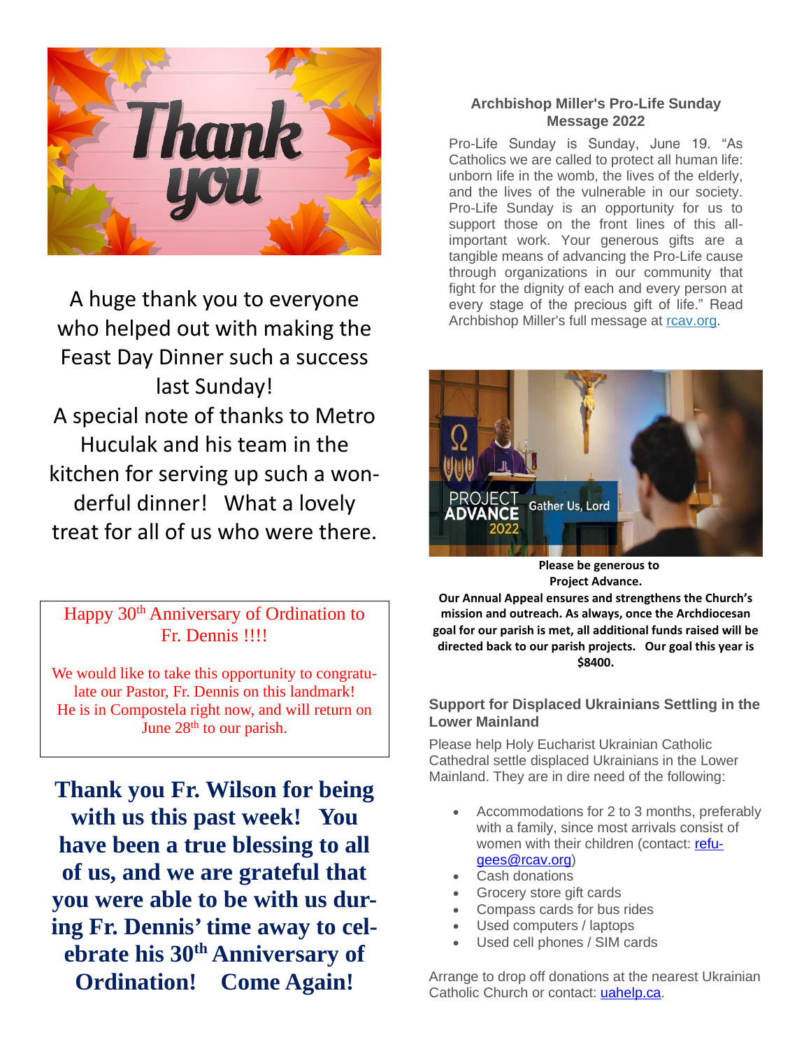Thank you

A huge thank you to everyone who helped out with making the Feast Day Dinner such a success last Sunday!
A special note of thanks to Metro Huculak and his team in the kitchen for serving up such a wonderful dinner! What a lovely treat for all of us who were there.

Happy 30th Anniversary of Ordination to Fr. Dennis !!!!

We would like to take this opportunity to congratulate our Pastor, Fr. Dennis on this landmark! He is in Compostela right now, and will return on June 28th to our parish.

**Thank you Fr. Wilson for being with us this past week! You have been a true blessing to all of us, and we are grateful that you were able to be with us during Fr. Dennis' time away to celebrate his 30th Anniversary of Ordination! Come Again!**

### Archbishop Miller's Pro-Life Sunday Message 2022

Pro-Life Sunday is Sunday, June 19. "As Catholics we are called to protect all human life: unborn life in the womb, the lives of the elderly, and the lives of the vulnerable in our society. Pro-Life Sunday is an opportunity for us to support those on the front lines of this all-important work. Your generous gifts are a tangible means of advancing the Pro-Life cause through organizations in our community that fight for the dignity of each and every person at every stage of the precious gift of life." Read Archbishop Miller's full message at rcav.org.

PROJECT ADVANCE 2022 Gather Us, Lord

**Please be generous to Project Advance.**
**Our Annual Appeal ensures and strengthens the Church's mission and outreach. As always, once the Archdiocesan goal for our parish is met, all additional funds raised will be directed back to our parish projects. Our goal this year is $8400.**

### Support for Displaced Ukrainians Settling in the Lower Mainland

Please help Holy Eucharist Ukrainian Catholic Cathedral settle displaced Ukrainians in the Lower Mainland. They are in dire need of the following:

- Accommodations for 2 to 3 months, preferably with a family, since most arrivals consist of women with their children (contact: refugees@rcav.org)
- Cash donations
- Grocery store gift cards
- Compass cards for bus rides
- Used computers / laptops
- Used cell phones / SIM cards

Arrange to drop off donations at the nearest Ukrainian Catholic Church or contact: uahelp.ca.